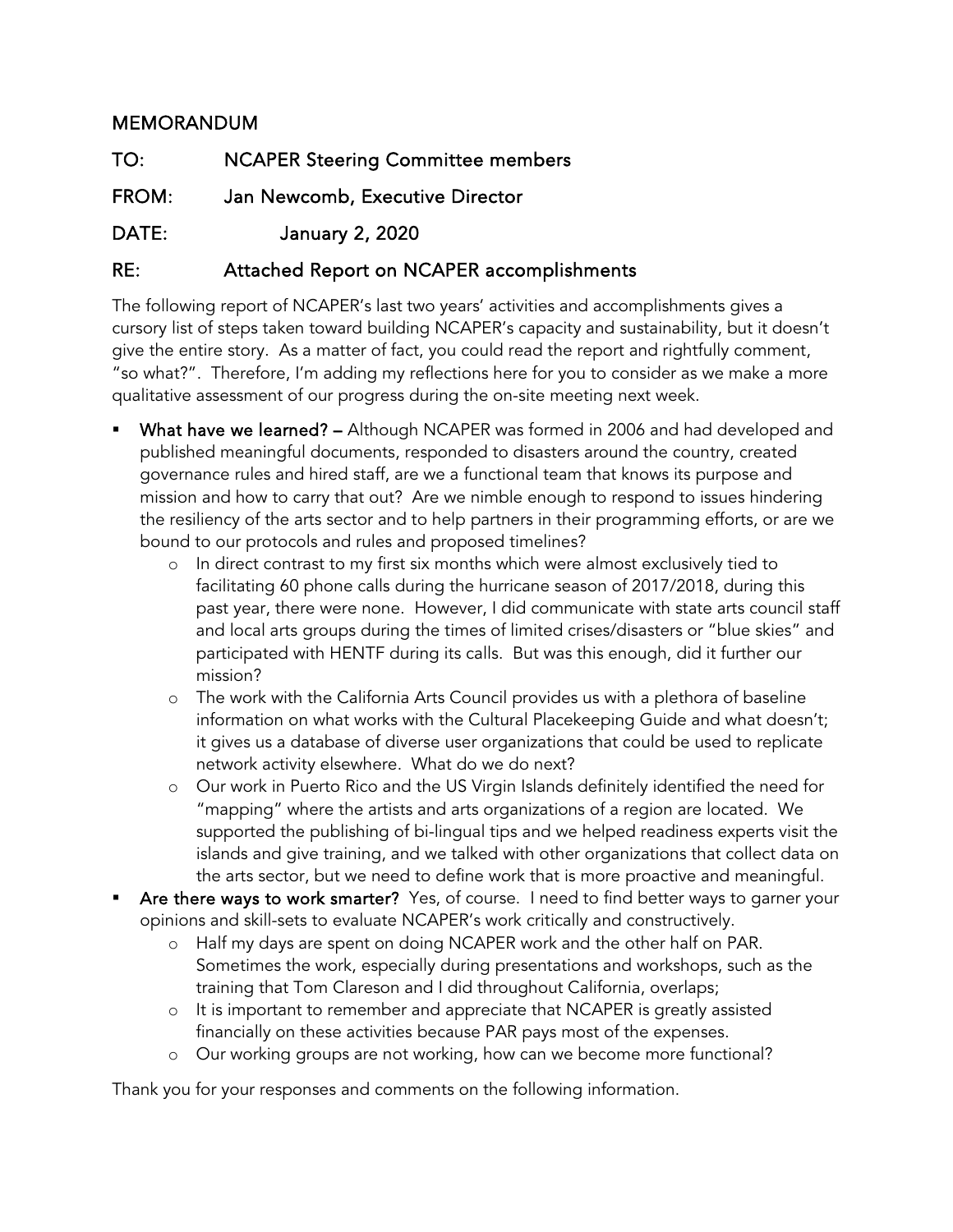# MEMORANDUM

**TO:** NCAPER Steering Committee members

**FROM:** Jan Newcomb, Executive Director

**DATE:** January 2, 2020

**RE:** Attached Report on NCAPER accomplishments

The following report of NCAPER's last two years' activities and accomplishments gives a cursory list of steps taken toward building NCAPER's capacity and sustainability, but it doesn't give the entire story. As a matter of fact, you could read the report and rightfully comment, "so what?". Therefore, I'm adding my reflections here for you to consider as we make a more qualitative assessment of our progress during the on-site meeting next week.

- **What have we learned? –** Although NCAPER was formed in 2006 and had developed and published meaningful documents, responded to disasters around the country, created governance rules and hired staff, are we a functional team that knows its purpose and mission and how to carry that out? Are we nimble enough to respond to issues hindering the resiliency of the arts sector and to help partners in their programming efforts, or are we bound to our protocols and rules and proposed timelines?
  - In direct contrast to my first six months which were almost exclusively tied to facilitating 60 phone calls during the hurricane season of 2017/2018, during this past year, there were none. However, I did communicate with state arts council staff and local arts groups during the times of limited crises/disasters or "blue skies" and participated with HENTF during its calls. But was this enough, did it further our mission?
  - The work with the California Arts Council provides us with a plethora of baseline information on what works with the Cultural Placekeeping Guide and what doesn't; it gives us a database of diverse user organizations that could be used to replicate network activity elsewhere. What do we do next?
  - Our work in Puerto Rico and the US Virgin Islands definitely identified the need for "mapping" where the artists and arts organizations of a region are located. We supported the publishing of bi-lingual tips and we helped readiness experts visit the islands and give training, and we talked with other organizations that collect data on the arts sector, but we need to define work that is more proactive and meaningful.
- **Are there ways to work smarter?** Yes, of course. I need to find better ways to garner your opinions and skill-sets to evaluate NCAPER's work critically and constructively.
  - Half my days are spent on doing NCAPER work and the other half on PAR. Sometimes the work, especially during presentations and workshops, such as the training that Tom Clareson and I did throughout California, overlaps;
  - It is important to remember and appreciate that NCAPER is greatly assisted financially on these activities because PAR pays most of the expenses.
  - Our working groups are not working, how can we become more functional?

Thank you for your responses and comments on the following information.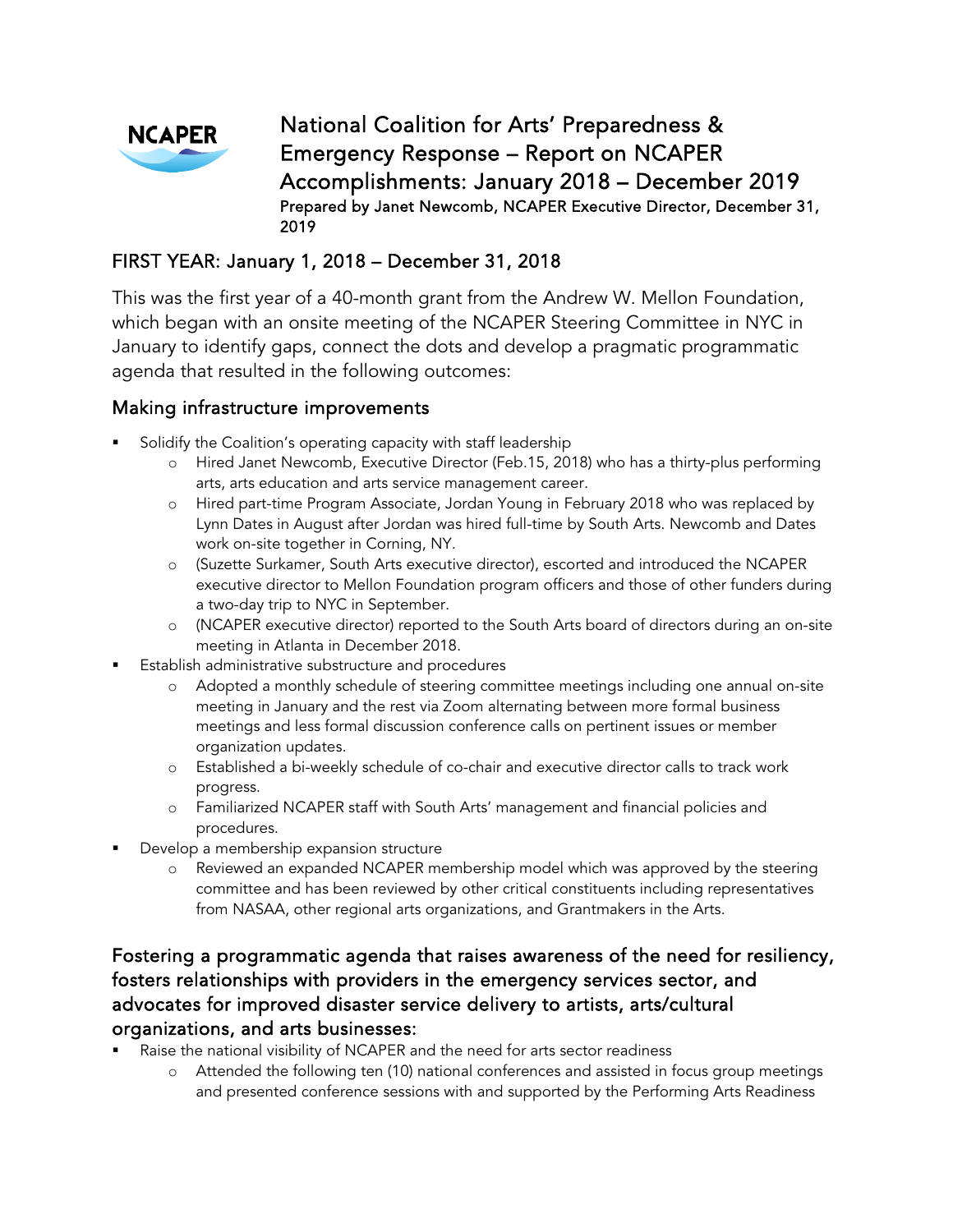**NCAPER**

# National Coalition for Arts' Preparedness & Emergency Response – Report on NCAPER Accomplishments: January 2018 – December 2019

Prepared by Janet Newcomb, NCAPER Executive Director, December 31, 2019

## FIRST YEAR: January 1, 2018 – December 31, 2018

This was the first year of a 40-month grant from the Andrew W. Mellon Foundation, which began with an onsite meeting of the NCAPER Steering Committee in NYC in January to identify gaps, connect the dots and develop a pragmatic programmatic agenda that resulted in the following outcomes:

### Making infrastructure improvements

- Solidify the Coalition's operating capacity with staff leadership
  - Hired Janet Newcomb, Executive Director (Feb.15, 2018) who has a thirty-plus performing arts, arts education and arts service management career.
  - Hired part-time Program Associate, Jordan Young in February 2018 who was replaced by Lynn Dates in August after Jordan was hired full-time by South Arts. Newcomb and Dates work on-site together in Corning, NY.
  - (Suzette Surkamer, South Arts executive director), escorted and introduced the NCAPER executive director to Mellon Foundation program officers and those of other funders during a two-day trip to NYC in September.
  - (NCAPER executive director) reported to the South Arts board of directors during an on-site meeting in Atlanta in December 2018.
- Establish administrative substructure and procedures
  - Adopted a monthly schedule of steering committee meetings including one annual on-site meeting in January and the rest via Zoom alternating between more formal business meetings and less formal discussion conference calls on pertinent issues or member organization updates.
  - Established a bi-weekly schedule of co-chair and executive director calls to track work progress.
  - Familiarized NCAPER staff with South Arts' management and financial policies and procedures.
- Develop a membership expansion structure
  - Reviewed an expanded NCAPER membership model which was approved by the steering committee and has been reviewed by other critical constituents including representatives from NASAA, other regional arts organizations, and Grantmakers in the Arts.

### Fostering a programmatic agenda that raises awareness of the need for resiliency, fosters relationships with providers in the emergency services sector, and advocates for improved disaster service delivery to artists, arts/cultural organizations, and arts businesses:

- Raise the national visibility of NCAPER and the need for arts sector readiness
  - Attended the following ten (10) national conferences and assisted in focus group meetings and presented conference sessions with and supported by the Performing Arts Readiness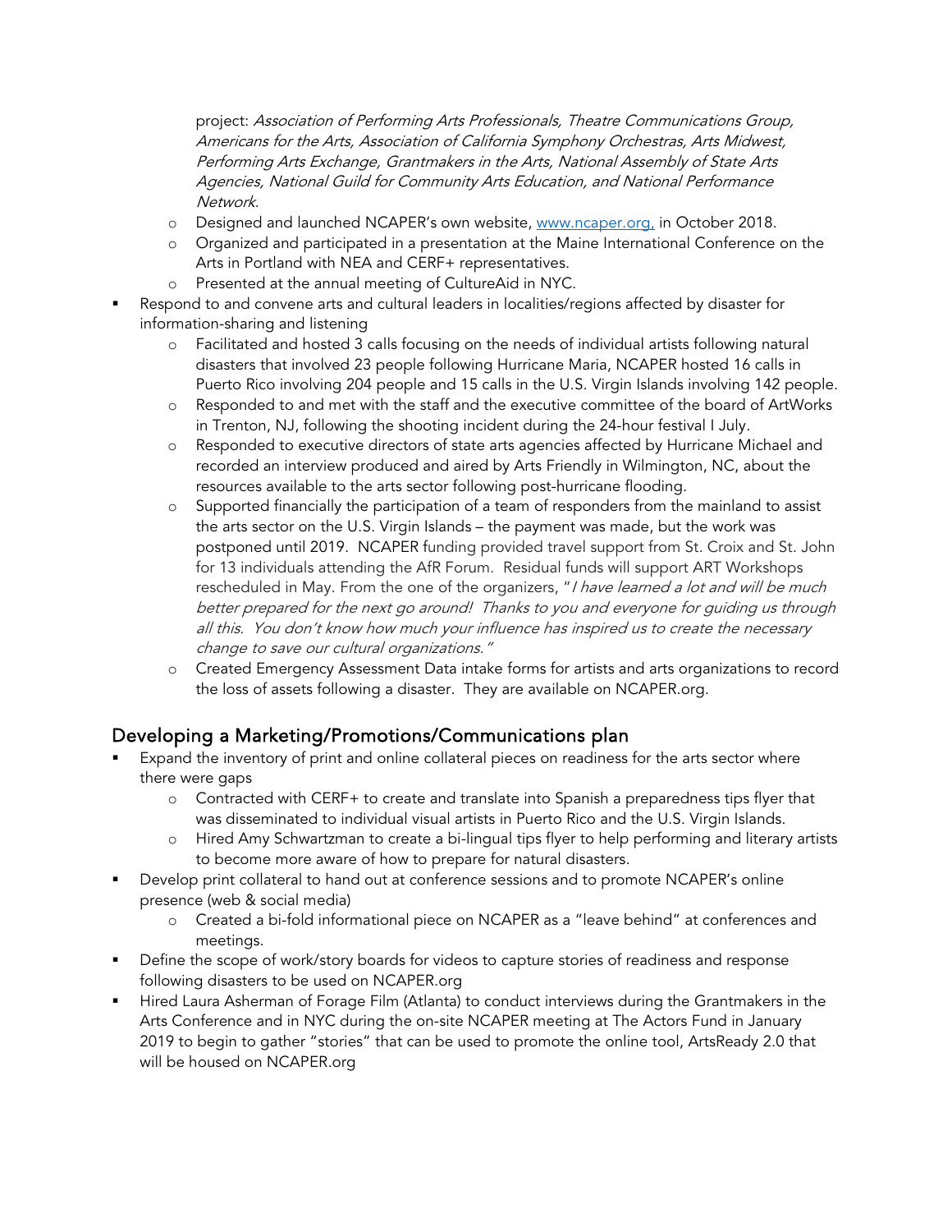project: *Association of Performing Arts Professionals, Theatre Communications Group, Americans for the Arts, Association of California Symphony Orchestras, Arts Midwest, Performing Arts Exchange, Grantmakers in the Arts, National Assembly of State Arts Agencies, National Guild for Community Arts Education, and National Performance Network.*
  - Designed and launched NCAPER's own website, [www.ncaper.org,](http://www.ncaper.org) in October 2018.
  - Organized and participated in a presentation at the Maine International Conference on the Arts in Portland with NEA and CERF+ representatives.
  - Presented at the annual meeting of CultureAid in NYC.
- Respond to and convene arts and cultural leaders in localities/regions affected by disaster for information-sharing and listening
  - Facilitated and hosted 3 calls focusing on the needs of individual artists following natural disasters that involved 23 people following Hurricane Maria, NCAPER hosted 16 calls in Puerto Rico involving 204 people and 15 calls in the U.S. Virgin Islands involving 142 people.
  - Responded to and met with the staff and the executive committee of the board of ArtWorks in Trenton, NJ, following the shooting incident during the 24-hour festival I July.
  - Responded to executive directors of state arts agencies affected by Hurricane Michael and recorded an interview produced and aired by Arts Friendly in Wilmington, NC, about the resources available to the arts sector following post-hurricane flooding.
  - Supported financially the participation of a team of responders from the mainland to assist the arts sector on the U.S. Virgin Islands – the payment was made, but the work was postponed until 2019. NCAPER funding provided travel support from St. Croix and St. John for 13 individuals attending the AfR Forum. Residual funds will support ART Workshops rescheduled in May. From the one of the organizers, "*I have learned a lot and will be much better prepared for the next go around! Thanks to you and everyone for guiding us through all this. You don't know how much your influence has inspired us to create the necessary change to save our cultural organizations.*"
  - Created Emergency Assessment Data intake forms for artists and arts organizations to record the loss of assets following a disaster. They are available on NCAPER.org.

## Developing a Marketing/Promotions/Communications plan

- Expand the inventory of print and online collateral pieces on readiness for the arts sector where there were gaps
  - Contracted with CERF+ to create and translate into Spanish a preparedness tips flyer that was disseminated to individual visual artists in Puerto Rico and the U.S. Virgin Islands.
  - Hired Amy Schwartzman to create a bi-lingual tips flyer to help performing and literary artists to become more aware of how to prepare for natural disasters.
- Develop print collateral to hand out at conference sessions and to promote NCAPER's online presence (web & social media)
  - Created a bi-fold informational piece on NCAPER as a "leave behind" at conferences and meetings.
- Define the scope of work/story boards for videos to capture stories of readiness and response following disasters to be used on NCAPER.org
- Hired Laura Asherman of Forage Film (Atlanta) to conduct interviews during the Grantmakers in the Arts Conference and in NYC during the on-site NCAPER meeting at The Actors Fund in January 2019 to begin to gather "stories" that can be used to promote the online tool, ArtsReady 2.0 that will be housed on NCAPER.org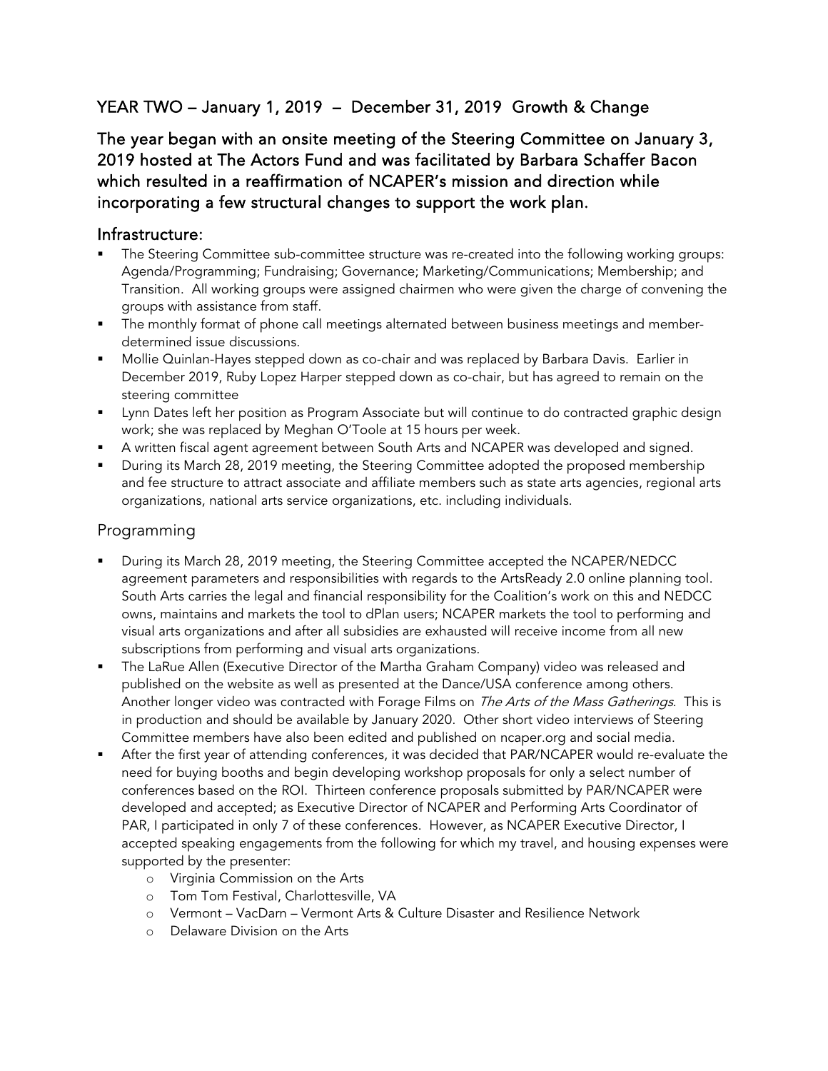## YEAR TWO – January 1, 2019 – December 31, 2019 Growth & Change

### The year began with an onsite meeting of the Steering Committee on January 3, 2019 hosted at The Actors Fund and was facilitated by Barbara Schaffer Bacon which resulted in a reaffirmation of NCAPER's mission and direction while incorporating a few structural changes to support the work plan.

### Infrastructure:

- The Steering Committee sub-committee structure was re-created into the following working groups: Agenda/Programming; Fundraising; Governance; Marketing/Communications; Membership; and Transition. All working groups were assigned chairmen who were given the charge of convening the groups with assistance from staff.
- The monthly format of phone call meetings alternated between business meetings and member-determined issue discussions.
- Mollie Quinlan-Hayes stepped down as co-chair and was replaced by Barbara Davis. Earlier in December 2019, Ruby Lopez Harper stepped down as co-chair, but has agreed to remain on the steering committee
- Lynn Dates left her position as Program Associate but will continue to do contracted graphic design work; she was replaced by Meghan O'Toole at 15 hours per week.
- A written fiscal agent agreement between South Arts and NCAPER was developed and signed.
- During its March 28, 2019 meeting, the Steering Committee adopted the proposed membership and fee structure to attract associate and affiliate members such as state arts agencies, regional arts organizations, national arts service organizations, etc. including individuals.

### Programming

- During its March 28, 2019 meeting, the Steering Committee accepted the NCAPER/NEDCC agreement parameters and responsibilities with regards to the ArtsReady 2.0 online planning tool. South Arts carries the legal and financial responsibility for the Coalition's work on this and NEDCC owns, maintains and markets the tool to dPlan users; NCAPER markets the tool to performing and visual arts organizations and after all subsidies are exhausted will receive income from all new subscriptions from performing and visual arts organizations.
- The LaRue Allen (Executive Director of the Martha Graham Company) video was released and published on the website as well as presented at the Dance/USA conference among others. Another longer video was contracted with Forage Films on *The Arts of the Mass Gatherings*. This is in production and should be available by January 2020. Other short video interviews of Steering Committee members have also been edited and published on ncaper.org and social media.
- After the first year of attending conferences, it was decided that PAR/NCAPER would re-evaluate the need for buying booths and begin developing workshop proposals for only a select number of conferences based on the ROI. Thirteen conference proposals submitted by PAR/NCAPER were developed and accepted; as Executive Director of NCAPER and Performing Arts Coordinator of PAR, I participated in only 7 of these conferences. However, as NCAPER Executive Director, I accepted speaking engagements from the following for which my travel, and housing expenses were supported by the presenter:
  - Virginia Commission on the Arts
  - Tom Tom Festival, Charlottesville, VA
  - Vermont – VacDarn – Vermont Arts & Culture Disaster and Resilience Network
  - Delaware Division on the Arts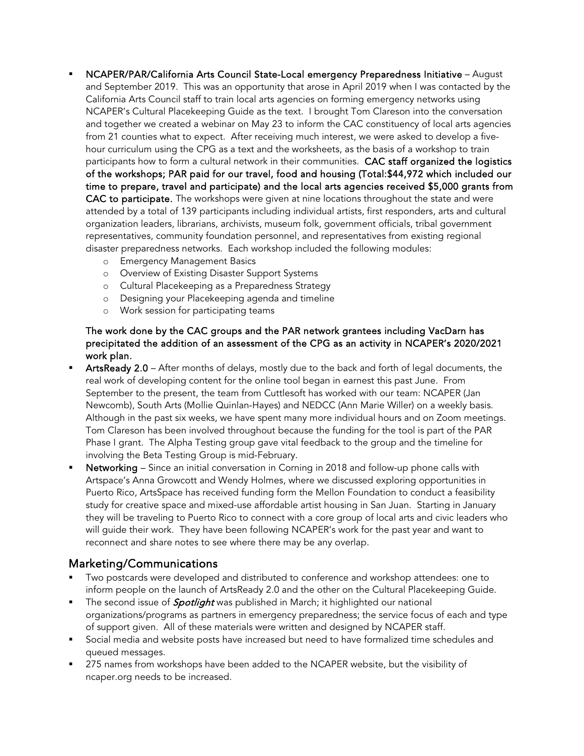- **NCAPER/PAR/California Arts Council State-Local emergency Preparedness Initiative** – August and September 2019. This was an opportunity that arose in April 2019 when I was contacted by the California Arts Council staff to train local arts agencies on forming emergency networks using NCAPER's Cultural Placekeeping Guide as the text. I brought Tom Clareson into the conversation and together we created a webinar on May 23 to inform the CAC constituency of local arts agencies from 21 counties what to expect. After receiving much interest, we were asked to develop a five-hour curriculum using the CPG as a text and the worksheets, as the basis of a workshop to train participants how to form a cultural network in their communities. **CAC staff organized the logistics of the workshops; PAR paid for our travel, food and housing (Total:$44,972 which included our time to prepare, travel and participate) and the local arts agencies received $5,000 grants from CAC to participate.** The workshops were given at nine locations throughout the state and were attended by a total of 139 participants including individual artists, first responders, arts and cultural organization leaders, librarians, archivists, museum folk, government officials, tribal government representatives, community foundation personnel, and representatives from existing regional disaster preparedness networks. Each workshop included the following modules:
  - Emergency Management Basics
  - Overview of Existing Disaster Support Systems
  - Cultural Placekeeping as a Preparedness Strategy
  - Designing your Placekeeping agenda and timeline
  - Work session for participating teams

  **The work done by the CAC groups and the PAR network grantees including VacDarn has precipitated the addition of an assessment of the CPG as an activity in NCAPER's 2020/2021 work plan.**
- **ArtsReady 2.0** – After months of delays, mostly due to the back and forth of legal documents, the real work of developing content for the online tool began in earnest this past June. From September to the present, the team from Cuttlesoft has worked with our team: NCAPER (Jan Newcomb), South Arts (Mollie Quinlan-Hayes) and NEDCC (Ann Marie Willer) on a weekly basis. Although in the past six weeks, we have spent many more individual hours and on Zoom meetings. Tom Clareson has been involved throughout because the funding for the tool is part of the PAR Phase I grant. The Alpha Testing group gave vital feedback to the group and the timeline for involving the Beta Testing Group is mid-February.
- **Networking** – Since an initial conversation in Corning in 2018 and follow-up phone calls with Artspace's Anna Growcott and Wendy Holmes, where we discussed exploring opportunities in Puerto Rico, ArtsSpace has received funding form the Mellon Foundation to conduct a feasibility study for creative space and mixed-use affordable artist housing in San Juan. Starting in January they will be traveling to Puerto Rico to connect with a core group of local arts and civic leaders who will guide their work. They have been following NCAPER's work for the past year and want to reconnect and share notes to see where there may be any overlap.

## Marketing/Communications

- Two postcards were developed and distributed to conference and workshop attendees: one to inform people on the launch of ArtsReady 2.0 and the other on the Cultural Placekeeping Guide.
- The second issue of ***Spotlight*** was published in March; it highlighted our national organizations/programs as partners in emergency preparedness; the service focus of each and type of support given. All of these materials were written and designed by NCAPER staff.
- Social media and website posts have increased but need to have formalized time schedules and queued messages.
- 275 names from workshops have been added to the NCAPER website, but the visibility of ncaper.org needs to be increased.